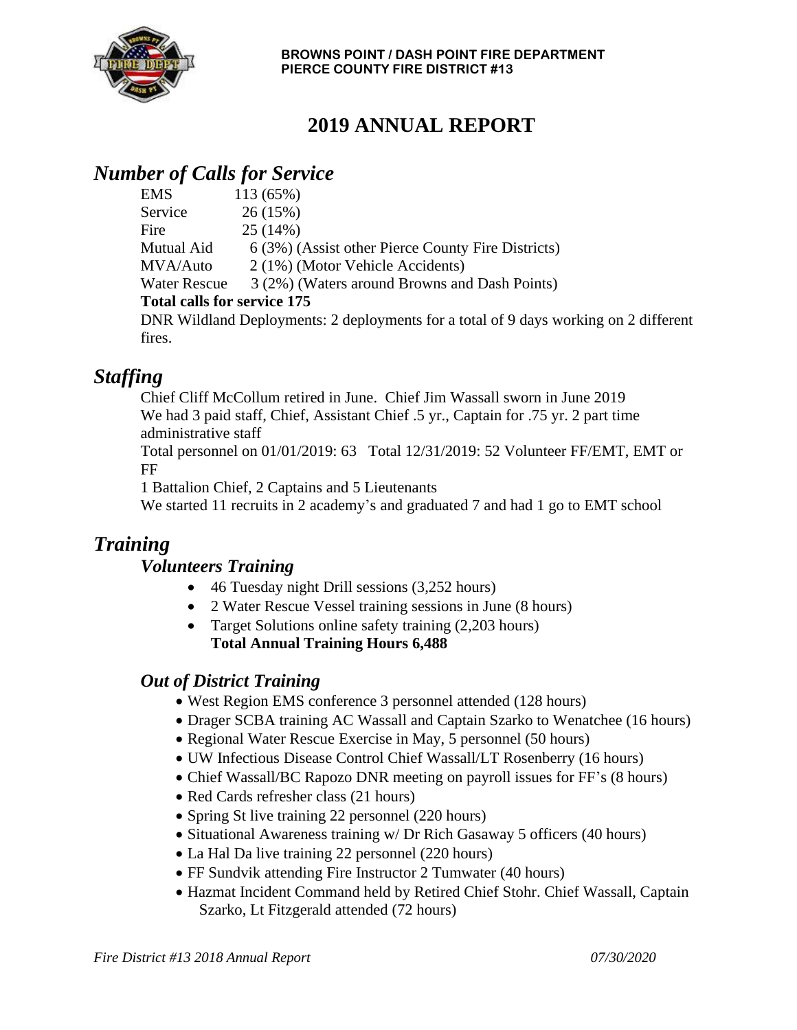**BROWNS POINT / DASH POINT FIRE DEPARTMENT**
**PIERCE COUNTY FIRE DISTRICT #13**

# 2019 ANNUAL REPORT

## *Number of Calls for Service*

| | |
|---|---|
| EMS | 113 (65%) |
| Service | 26 (15%) |
| Fire | 25 (14%) |
| Mutual Aid | 6 (3%) (Assist other Pierce County Fire Districts) |
| MVA/Auto | 2 (1%) (Motor Vehicle Accidents) |
| Water Rescue | 3 (2%) (Waters around Browns and Dash Points) |

**Total calls for service 175**

DNR Wildland Deployments: 2 deployments for a total of 9 days working on 2 different fires.

## *Staffing*

Chief Cliff McCollum retired in June. Chief Jim Wassall sworn in June 2019

We had 3 paid staff, Chief, Assistant Chief .5 yr., Captain for .75 yr. 2 part time administrative staff

Total personnel on 01/01/2019: 63 Total 12/31/2019: 52 Volunteer FF/EMT, EMT or FF

1 Battalion Chief, 2 Captains and 5 Lieutenants

We started 11 recruits in 2 academy's and graduated 7 and had 1 go to EMT school

## *Training*

### *Volunteers Training*

- 46 Tuesday night Drill sessions (3,252 hours)
- 2 Water Rescue Vessel training sessions in June (8 hours)
- Target Solutions online safety training (2,203 hours)
  **Total Annual Training Hours 6,488**

### *Out of District Training*

- West Region EMS conference 3 personnel attended (128 hours)
- Drager SCBA training AC Wassall and Captain Szarko to Wenatchee (16 hours)
- Regional Water Rescue Exercise in May, 5 personnel (50 hours)
- UW Infectious Disease Control Chief Wassall/LT Rosenberry (16 hours)
- Chief Wassall/BC Rapozo DNR meeting on payroll issues for FF's (8 hours)
- Red Cards refresher class (21 hours)
- Spring St live training 22 personnel (220 hours)
- Situational Awareness training w/ Dr Rich Gasaway 5 officers (40 hours)
- La Hal Da live training 22 personnel (220 hours)
- FF Sundvik attending Fire Instructor 2 Tumwater (40 hours)
- Hazmat Incident Command held by Retired Chief Stohr. Chief Wassall, Captain Szarko, Lt Fitzgerald attended (72 hours)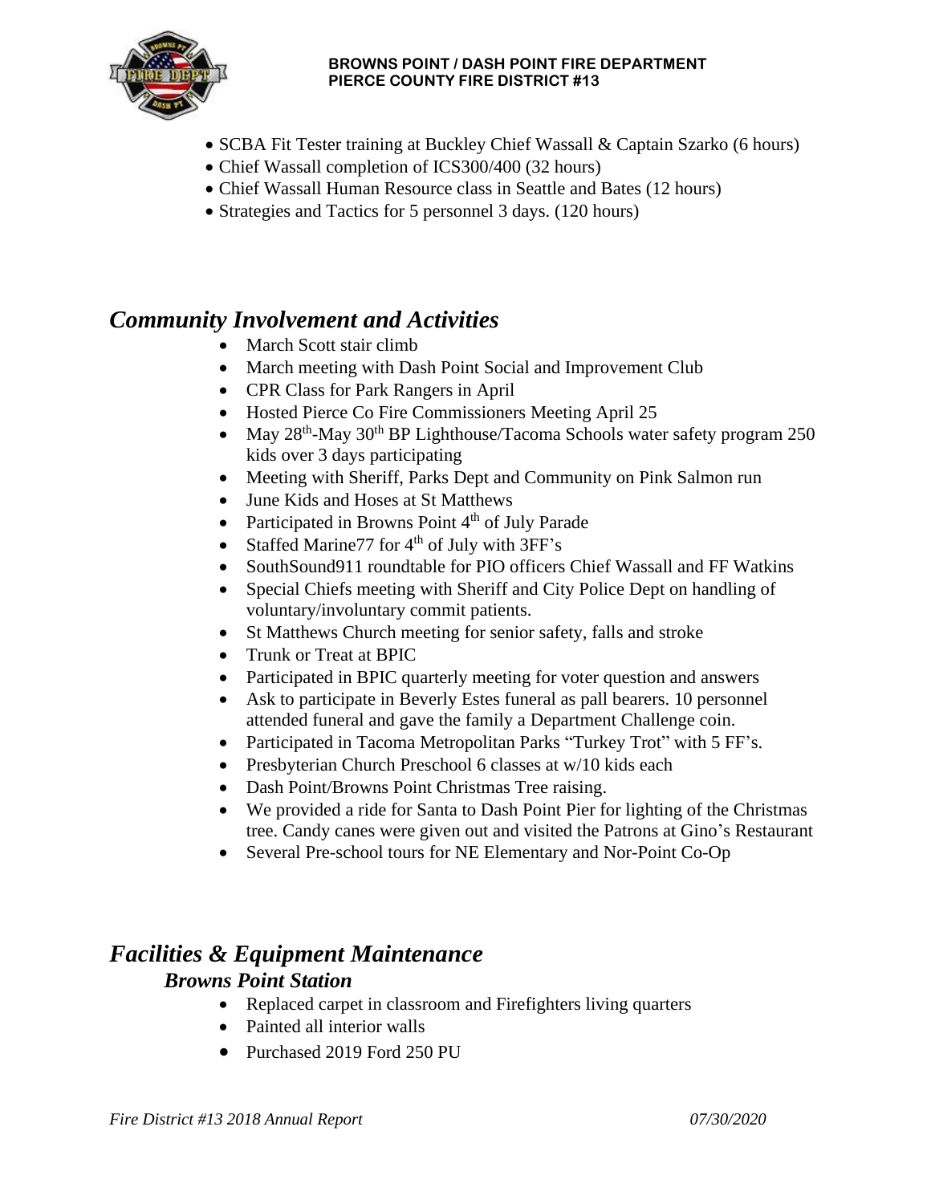- SCBA Fit Tester training at Buckley Chief Wassall & Captain Szarko (6 hours)
- Chief Wassall completion of ICS300/400 (32 hours)
- Chief Wassall Human Resource class in Seattle and Bates (12 hours)
- Strategies and Tactics for 5 personnel 3 days. (120 hours)

## *Community Involvement and Activities*

- March Scott stair climb
- March meeting with Dash Point Social and Improvement Club
- CPR Class for Park Rangers in April
- Hosted Pierce Co Fire Commissioners Meeting April 25
- May 28th-May 30th BP Lighthouse/Tacoma Schools water safety program 250 kids over 3 days participating
- Meeting with Sheriff, Parks Dept and Community on Pink Salmon run
- June Kids and Hoses at St Matthews
- Participated in Browns Point 4th of July Parade
- Staffed Marine77 for 4th of July with 3FF's
- SouthSound911 roundtable for PIO officers Chief Wassall and FF Watkins
- Special Chiefs meeting with Sheriff and City Police Dept on handling of voluntary/involuntary commit patients.
- St Matthews Church meeting for senior safety, falls and stroke
- Trunk or Treat at BPIC
- Participated in BPIC quarterly meeting for voter question and answers
- Ask to participate in Beverly Estes funeral as pall bearers. 10 personnel attended funeral and gave the family a Department Challenge coin.
- Participated in Tacoma Metropolitan Parks "Turkey Trot" with 5 FF's.
- Presbyterian Church Preschool 6 classes at w/10 kids each
- Dash Point/Browns Point Christmas Tree raising.
- We provided a ride for Santa to Dash Point Pier for lighting of the Christmas tree. Candy canes were given out and visited the Patrons at Gino's Restaurant
- Several Pre-school tours for NE Elementary and Nor-Point Co-Op

## *Facilities & Equipment Maintenance*

### *Browns Point Station*

- Replaced carpet in classroom and Firefighters living quarters
- Painted all interior walls
- Purchased 2019 Ford 250 PU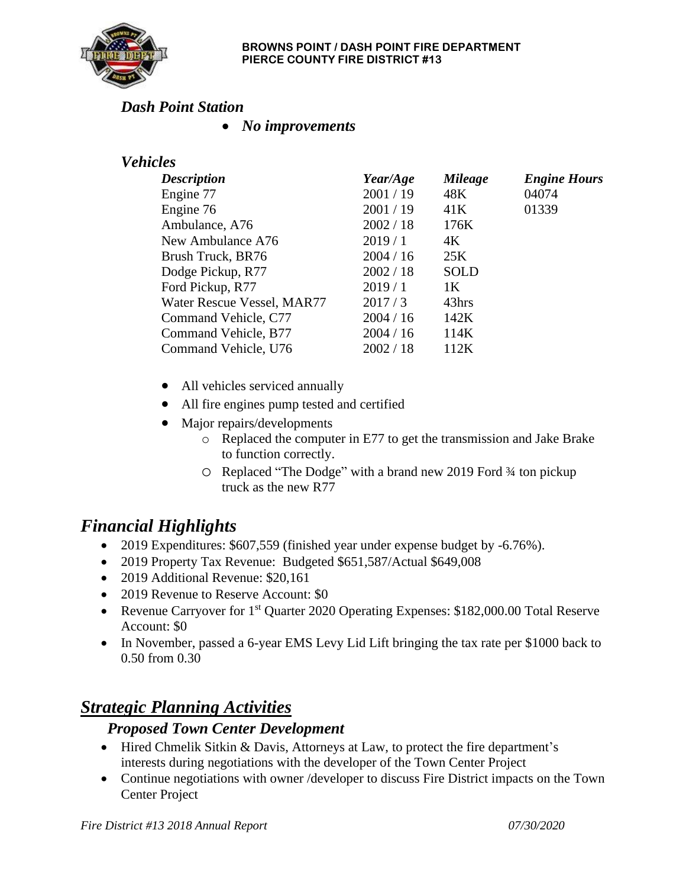### *Dash Point Station*

- ***No improvements***

### *Vehicles*

| *Description* | *Year/Age* | *Mileage* | *Engine Hours* |
|---|---|---|---|
| Engine 77 | 2001 / 19 | 48K | 04074 |
| Engine 76 | 2001 / 19 | 41K | 01339 |
| Ambulance, A76 | 2002 / 18 | 176K | |
| New Ambulance A76 | 2019 / 1 | 4K | |
| Brush Truck, BR76 | 2004 / 16 | 25K | |
| Dodge Pickup, R77 | 2002 / 18 | SOLD | |
| Ford Pickup, R77 | 2019 / 1 | 1K | |
| Water Rescue Vessel, MAR77 | 2017 / 3 | 43hrs | |
| Command Vehicle, C77 | 2004 / 16 | 142K | |
| Command Vehicle, B77 | 2004 / 16 | 114K | |
| Command Vehicle, U76 | 2002 / 18 | 112K | |

- All vehicles serviced annually
- All fire engines pump tested and certified
- Major repairs/developments
  - Replaced the computer in E77 to get the transmission and Jake Brake to function correctly.
  - Replaced "The Dodge" with a brand new 2019 Ford ¾ ton pickup truck as the new R77

## *Financial Highlights*

- 2019 Expenditures: $607,559 (finished year under expense budget by -6.76%).
- 2019 Property Tax Revenue: Budgeted $651,587/Actual $649,008
- 2019 Additional Revenue: $20,161
- 2019 Revenue to Reserve Account: $0
- Revenue Carryover for 1st Quarter 2020 Operating Expenses: $182,000.00 Total Reserve Account: $0
- In November, passed a 6-year EMS Levy Lid Lift bringing the tax rate per $1000 back to 0.50 from 0.30

## *Strategic Planning Activities*

### *Proposed Town Center Development*

- Hired Chmelik Sitkin & Davis, Attorneys at Law, to protect the fire department's interests during negotiations with the developer of the Town Center Project
- Continue negotiations with owner /developer to discuss Fire District impacts on the Town Center Project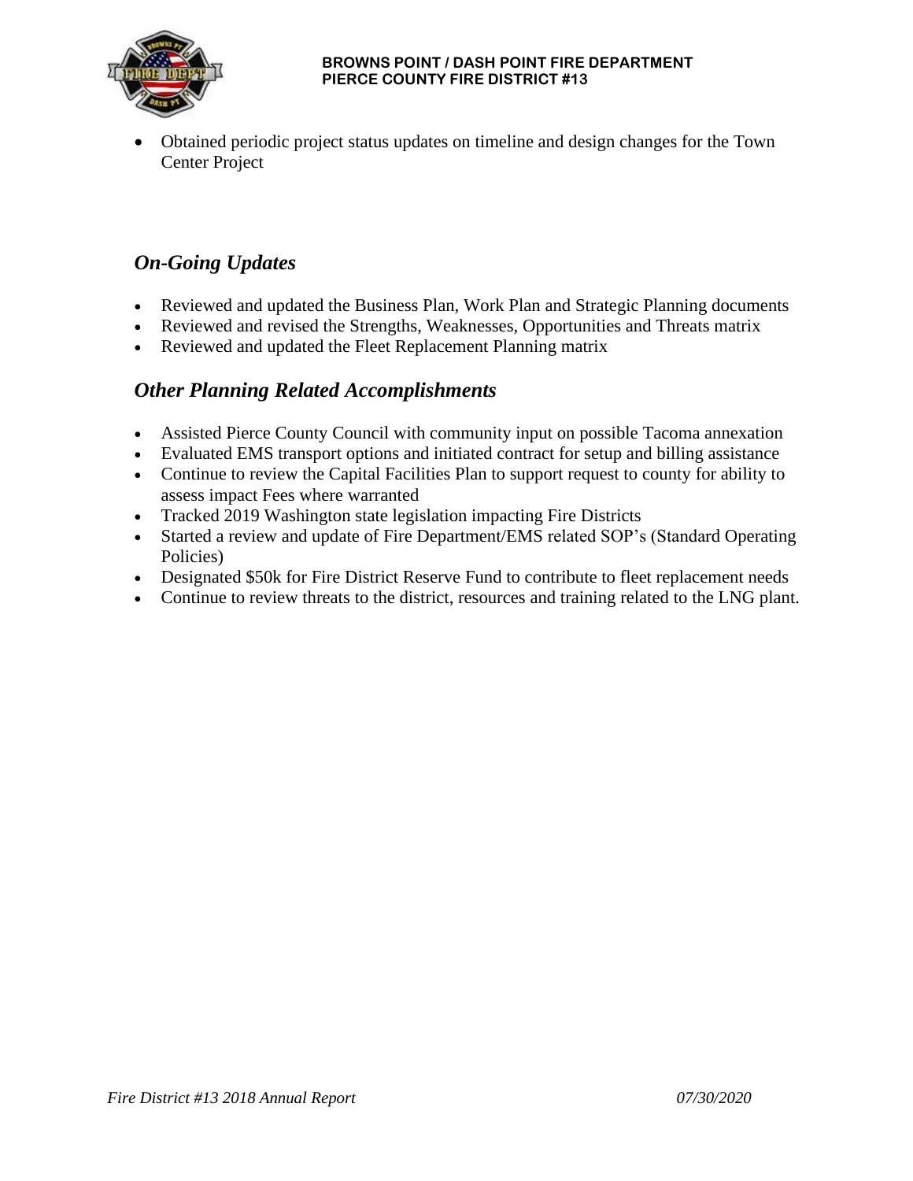- Obtained periodic project status updates on timeline and design changes for the Town Center Project

## *On-Going Updates*

- Reviewed and updated the Business Plan, Work Plan and Strategic Planning documents
- Reviewed and revised the Strengths, Weaknesses, Opportunities and Threats matrix
- Reviewed and updated the Fleet Replacement Planning matrix

## *Other Planning Related Accomplishments*

- Assisted Pierce County Council with community input on possible Tacoma annexation
- Evaluated EMS transport options and initiated contract for setup and billing assistance
- Continue to review the Capital Facilities Plan to support request to county for ability to assess impact Fees where warranted
- Tracked 2019 Washington state legislation impacting Fire Districts
- Started a review and update of Fire Department/EMS related SOP's (Standard Operating Policies)
- Designated $50k for Fire District Reserve Fund to contribute to fleet replacement needs
- Continue to review threats to the district, resources and training related to the LNG plant.